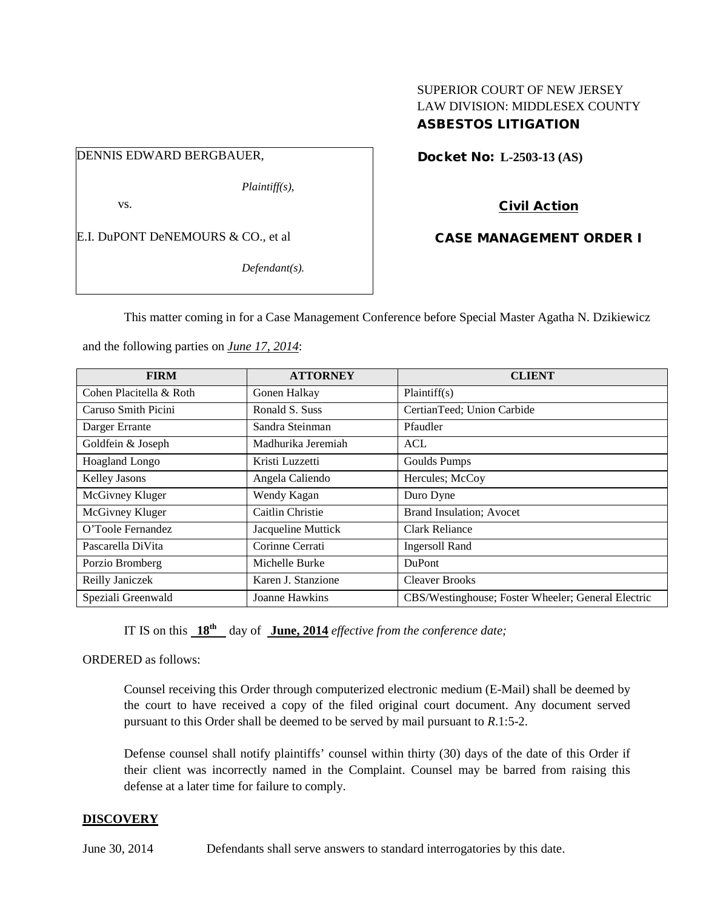SUPERIOR COURT OF NEW JERSEY
LAW DIVISION: MIDDLESEX COUNTY
**ASBESTOS LITIGATION**

DENNIS EDWARD BERGBAUER,

*Plaintiff(s),*

vs.

E.I. DuPONT DeNEMOURS & CO., et al

*Defendant(s).*

**Docket No: L-2503-13 (AS)**

**Civil Action**

**CASE MANAGEMENT ORDER I**

This matter coming in for a Case Management Conference before Special Master Agatha N. Dzikiewicz and the following parties on *June 17, 2014*:

| FIRM | ATTORNEY | CLIENT |
|---|---|---|
| Cohen Placitella & Roth | Gonen Halkay | Plaintiff(s) |
| Caruso Smith Picini | Ronald S. Suss | CertianTeed; Union Carbide |
| Darger Errante | Sandra Steinman | Pfaudler |
| Goldfein & Joseph | Madhurika Jeremiah | ACL |
| Hoagland Longo | Kristi Luzzetti | Goulds Pumps |
| Kelley Jasons | Angela Caliendo | Hercules; McCoy |
| McGivney Kluger | Wendy Kagan | Duro Dyne |
| McGivney Kluger | Caitlin Christie | Brand Insulation; Avocet |
| O'Toole Fernandez | Jacqueline Muttick | Clark Reliance |
| Pascarella DiVita | Corinne Cerrati | Ingersoll Rand |
| Porzio Bromberg | Michelle Burke | DuPont |
| Reilly Janiczek | Karen J. Stanzione | Cleaver Brooks |
| Speziali Greenwald | Joanne Hawkins | CBS/Westinghouse; Foster Wheeler; General Electric |

IT IS on this **18th** day of **June, 2014** *effective from the conference date;*

ORDERED as follows:

Counsel receiving this Order through computerized electronic medium (E-Mail) shall be deemed by the court to have received a copy of the filed original court document. Any document served pursuant to this Order shall be deemed to be served by mail pursuant to *R*.1:5-2.

Defense counsel shall notify plaintiffs' counsel within thirty (30) days of the date of this Order if their client was incorrectly named in the Complaint. Counsel may be barred from raising this defense at a later time for failure to comply.

**DISCOVERY**

June 30, 2014 Defendants shall serve answers to standard interrogatories by this date.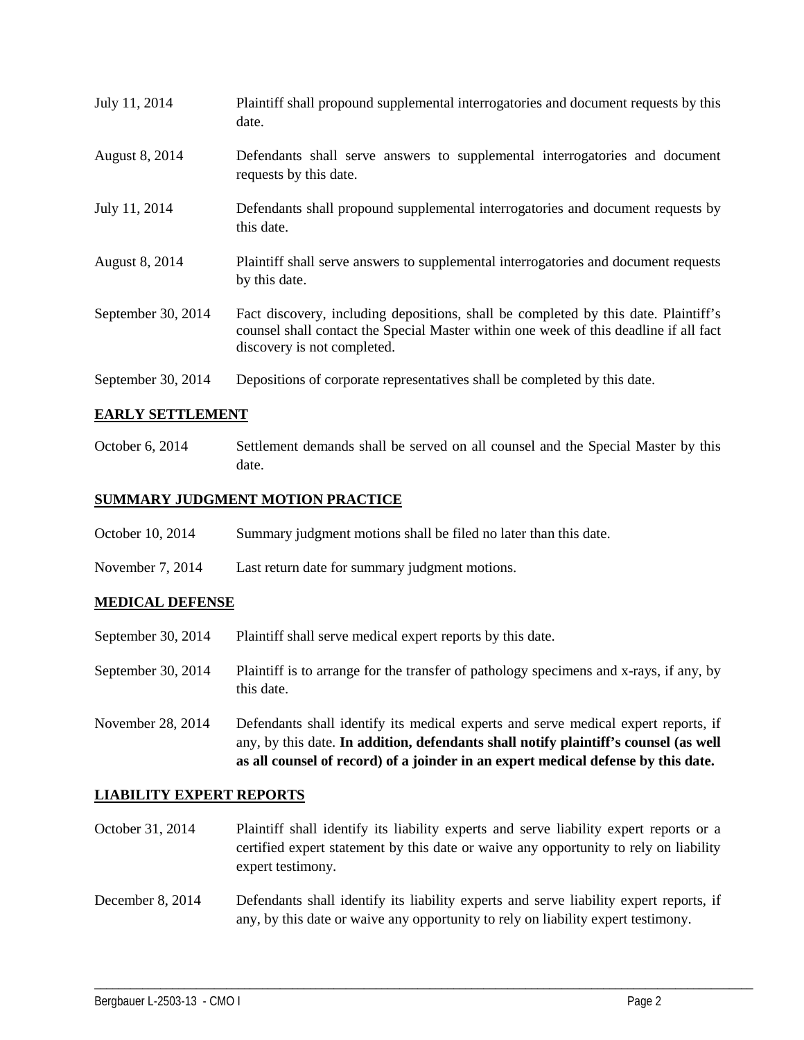| | |
|---|---|
| July 11, 2014 | Plaintiff shall propound supplemental interrogatories and document requests by this date. |
| August 8, 2014 | Defendants shall serve answers to supplemental interrogatories and document requests by this date. |
| July 11, 2014 | Defendants shall propound supplemental interrogatories and document requests by this date. |
| August 8, 2014 | Plaintiff shall serve answers to supplemental interrogatories and document requests by this date. |
| September 30, 2014 | Fact discovery, including depositions, shall be completed by this date. Plaintiff's counsel shall contact the Special Master within one week of this deadline if all fact discovery is not completed. |
| September 30, 2014 | Depositions of corporate representatives shall be completed by this date. |

**EARLY SETTLEMENT**

| | |
|---|---|
| October 6, 2014 | Settlement demands shall be served on all counsel and the Special Master by this date. |

**SUMMARY JUDGMENT MOTION PRACTICE**

| | |
|---|---|
| October 10, 2014 | Summary judgment motions shall be filed no later than this date. |
| November 7, 2014 | Last return date for summary judgment motions. |

**MEDICAL DEFENSE**

| | |
|---|---|
| September 30, 2014 | Plaintiff shall serve medical expert reports by this date. |
| September 30, 2014 | Plaintiff is to arrange for the transfer of pathology specimens and x-rays, if any, by this date. |
| November 28, 2014 | Defendants shall identify its medical experts and serve medical expert reports, if any, by this date. **In addition, defendants shall notify plaintiff's counsel (as well as all counsel of record) of a joinder in an expert medical defense by this date.** |

**LIABILITY EXPERT REPORTS**

| | |
|---|---|
| October 31, 2014 | Plaintiff shall identify its liability experts and serve liability expert reports or a certified expert statement by this date or waive any opportunity to rely on liability expert testimony. |
| December 8, 2014 | Defendants shall identify its liability experts and serve liability expert reports, if any, by this date or waive any opportunity to rely on liability expert testimony. |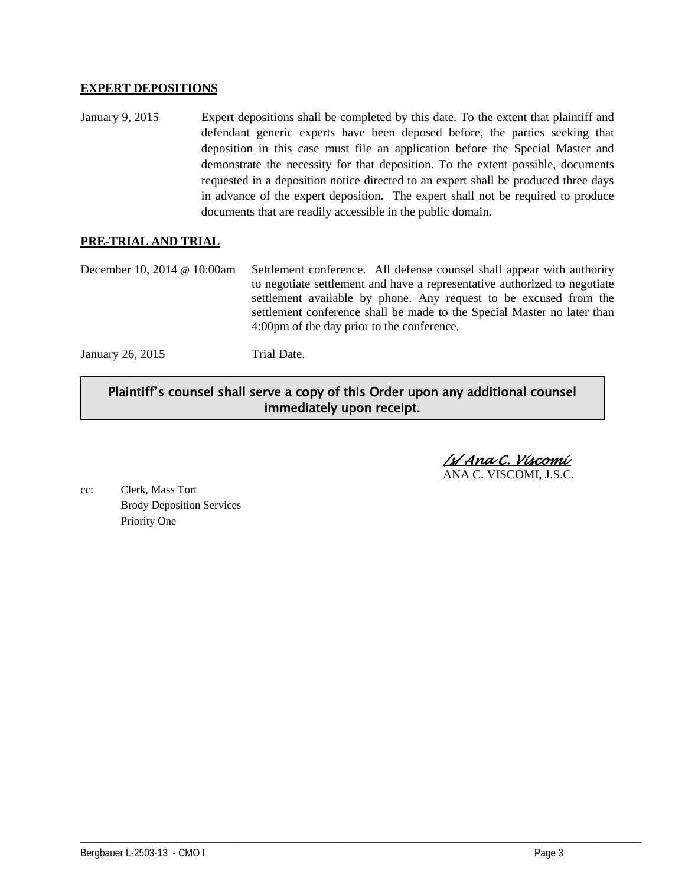**EXPERT DEPOSITIONS**

| | |
|---|---|
| January 9, 2015 | Expert depositions shall be completed by this date. To the extent that plaintiff and defendant generic experts have been deposed before, the parties seeking that deposition in this case must file an application before the Special Master and demonstrate the necessity for that deposition. To the extent possible, documents requested in a deposition notice directed to an expert shall be produced three days in advance of the expert deposition. The expert shall not be required to produce documents that are readily accessible in the public domain. |

**PRE-TRIAL AND TRIAL**

| | |
|---|---|
| December 10, 2014 @ 10:00am | Settlement conference. All defense counsel shall appear with authority to negotiate settlement and have a representative authorized to negotiate settlement available by phone. Any request to be excused from the settlement conference shall be made to the Special Master no later than 4:00pm of the day prior to the conference. |
| January 26, 2015 | Trial Date. |

**Plaintiff's counsel shall serve a copy of this Order upon any additional counsel immediately upon receipt.**

*/s/ Ana C. Viscomi*
ANA C. VISCOMI, J.S.C.

cc: Clerk, Mass Tort
Brody Deposition Services
Priority One